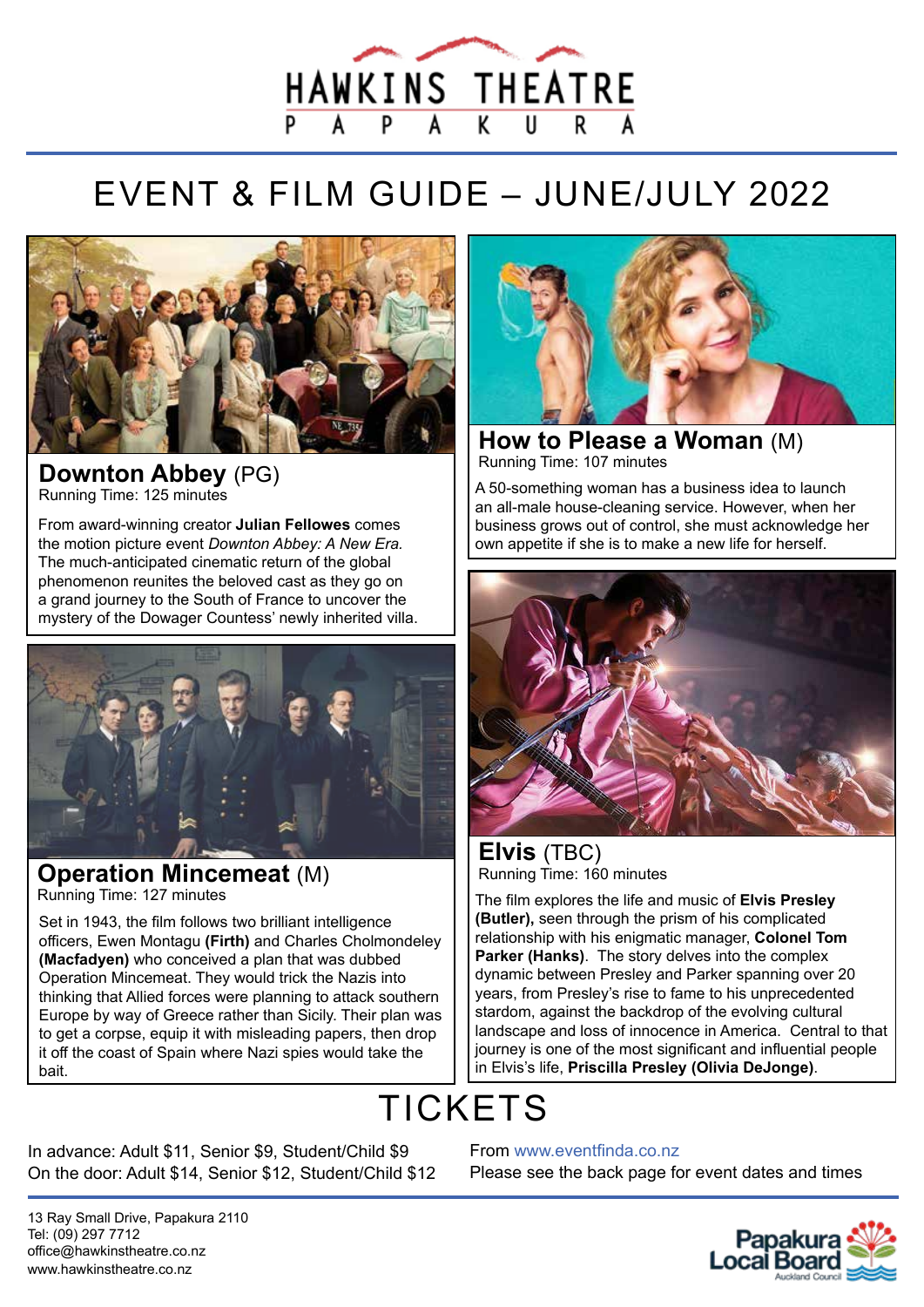# HAWKINS THEATRE

PAPAKURA

## EVENT & FILM GUIDE – JUNE/JULY 2022

### Downton Abbey (PG)

Running Time: 125 minutes

From award-winning creator **Julian Fellowes** comes the motion picture event *Downton Abbey: A New Era.* The much-anticipated cinematic return of the global phenomenon reunites the beloved cast as they go on a grand journey to the South of France to uncover the mystery of the Dowager Countess' newly inherited villa.

### Operation Mincemeat (M)

Running Time: 127 minutes

Set in 1943, the film follows two brilliant intelligence officers, Ewen Montagu **(Firth)** and Charles Cholmondeley **(Macfadyen)** who conceived a plan that was dubbed Operation Mincemeat. They would trick the Nazis into thinking that Allied forces were planning to attack southern Europe by way of Greece rather than Sicily. Their plan was to get a corpse, equip it with misleading papers, then drop it off the coast of Spain where Nazi spies would take the bait.

### How to Please a Woman (M)

Running Time: 107 minutes

A 50-something woman has a business idea to launch an all-male house-cleaning service. However, when her business grows out of control, she must acknowledge her own appetite if she is to make a new life for herself.

### Elvis (TBC)

Running Time: 160 minutes

The film explores the life and music of **Elvis Presley (Butler),** seen through the prism of his complicated relationship with his enigmatic manager, **Colonel Tom Parker (Hanks)**. The story delves into the complex dynamic between Presley and Parker spanning over 20 years, from Presley's rise to fame to his unprecedented stardom, against the backdrop of the evolving cultural landscape and loss of innocence in America. Central to that journey is one of the most significant and influential people in Elvis's life, **Priscilla Presley (Olivia DeJonge)**.

## TICKETS

In advance: Adult $11, Senior $9, Student/Child $9
On the door: Adult $14, Senior $12, Student/Child $12

From www.eventfinda.co.nz
Please see the back page for event dates and times

13 Ray Small Drive, Papakura 2110
Tel: (09) 297 7712
office@hawkinstheatre.co.nz
www.hawkinstheatre.co.nz

Papakura Local Board
Auckland Council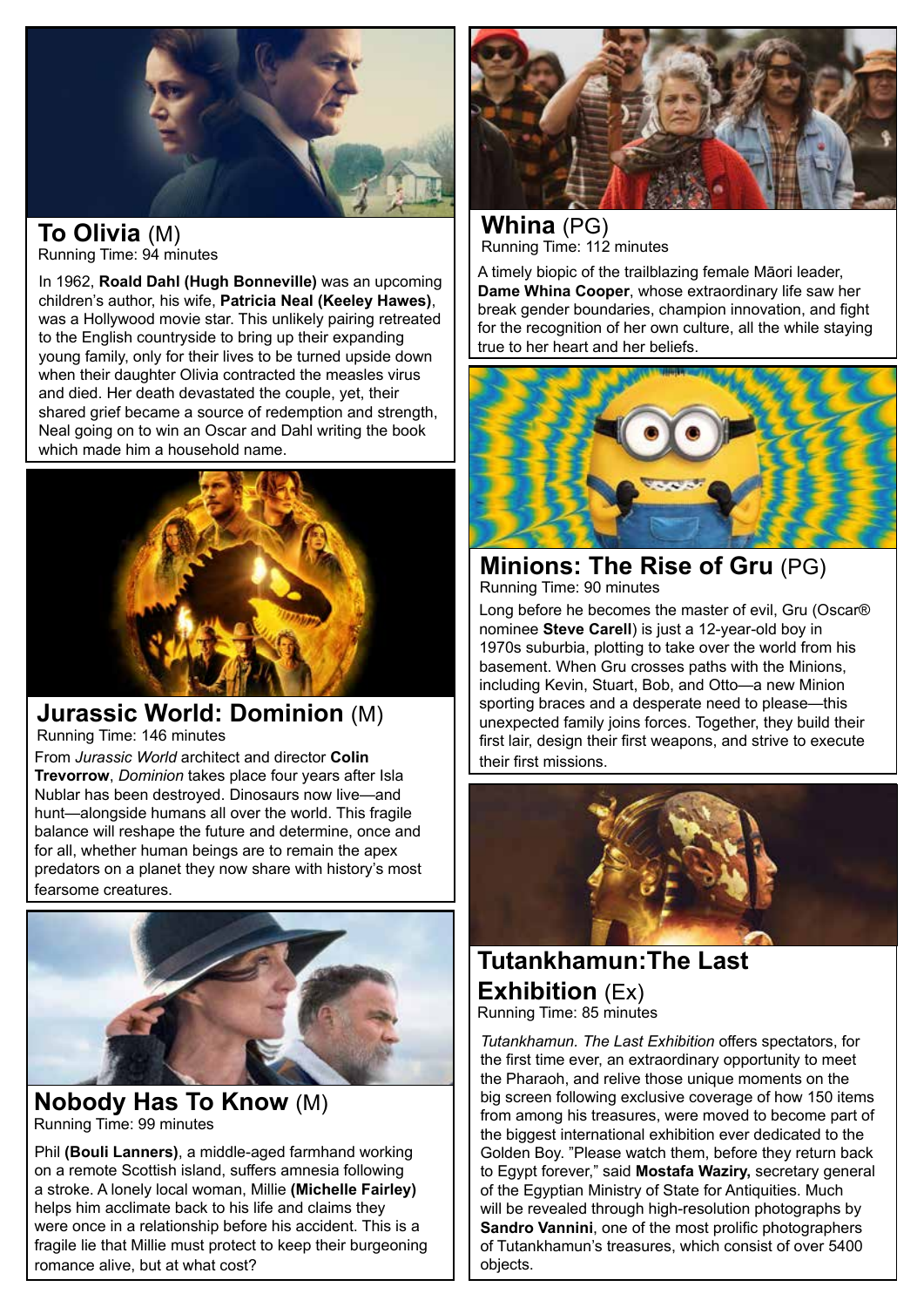## To Olivia (M)

Running Time: 94 minutes

In 1962, **Roald Dahl (Hugh Bonneville)** was an upcoming children's author, his wife, **Patricia Neal (Keeley Hawes)**, was a Hollywood movie star. This unlikely pairing retreated to the English countryside to bring up their expanding young family, only for their lives to be turned upside down when their daughter Olivia contracted the measles virus and died. Her death devastated the couple, yet, their shared grief became a source of redemption and strength, Neal going on to win an Oscar and Dahl writing the book which made him a household name.

## Jurassic World: Dominion (M)

Running Time: 146 minutes

From *Jurassic World* architect and director **Colin Trevorrow**, *Dominion* takes place four years after Isla Nublar has been destroyed. Dinosaurs now live—and hunt—alongside humans all over the world. This fragile balance will reshape the future and determine, once and for all, whether human beings are to remain the apex predators on a planet they now share with history's most fearsome creatures.

## Nobody Has To Know (M)

Running Time: 99 minutes

Phil **(Bouli Lanners)**, a middle-aged farmhand working on a remote Scottish island, suffers amnesia following a stroke. A lonely local woman, Millie **(Michelle Fairley)** helps him acclimate back to his life and claims they were once in a relationship before his accident. This is a fragile lie that Millie must protect to keep their burgeoning romance alive, but at what cost?

## Whina (PG)

Running Time: 112 minutes

A timely biopic of the trailblazing female Māori leader, **Dame Whina Cooper**, whose extraordinary life saw her break gender boundaries, champion innovation, and fight for the recognition of her own culture, all the while staying true to her heart and her beliefs.

## Minions: The Rise of Gru (PG)

Running Time: 90 minutes

Long before he becomes the master of evil, Gru (Oscar® nominee **Steve Carell**) is just a 12-year-old boy in 1970s suburbia, plotting to take over the world from his basement. When Gru crosses paths with the Minions, including Kevin, Stuart, Bob, and Otto—a new Minion sporting braces and a desperate need to please—this unexpected family joins forces. Together, they build their first lair, design their first weapons, and strive to execute their first missions.

## Tutankhamun:The Last Exhibition (Ex)

Running Time: 85 minutes

*Tutankhamun. The Last Exhibition* offers spectators, for the first time ever, an extraordinary opportunity to meet the Pharaoh, and relive those unique moments on the big screen following exclusive coverage of how 150 items from among his treasures, were moved to become part of the biggest international exhibition ever dedicated to the Golden Boy. "Please watch them, before they return back to Egypt forever," said **Mostafa Waziry,** secretary general of the Egyptian Ministry of State for Antiquities. Much will be revealed through high-resolution photographs by **Sandro Vannini**, one of the most prolific photographers of Tutankhamun's treasures, which consist of over 5400 objects.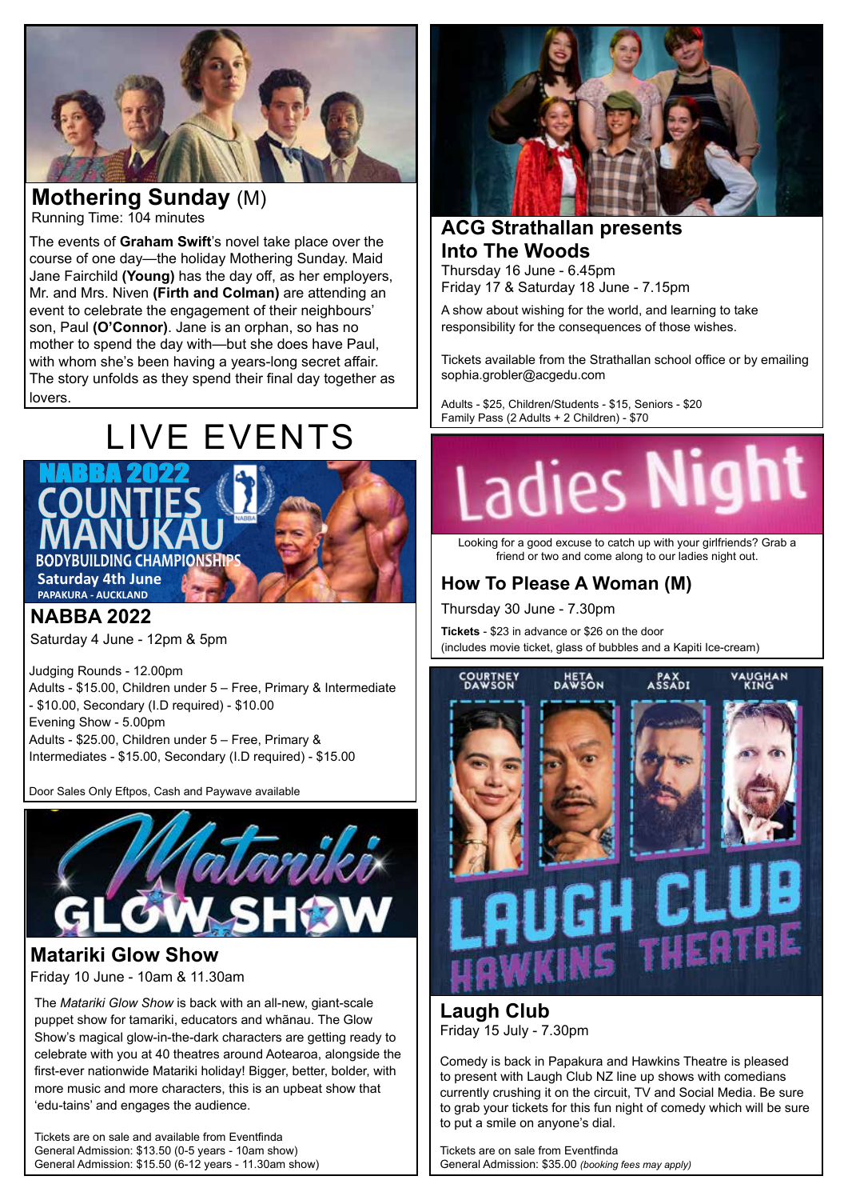## Mothering Sunday (M)

Running Time: 104 minutes

The events of **Graham Swift**'s novel take place over the course of one day—the holiday Mothering Sunday. Maid Jane Fairchild **(Young)** has the day off, as her employers, Mr. and Mrs. Niven **(Firth and Colman)** are attending an event to celebrate the engagement of their neighbours' son, Paul **(O'Connor)**. Jane is an orphan, so has no mother to spend the day with—but she does have Paul, with whom she's been having a years-long secret affair. The story unfolds as they spend their final day together as lovers.

# LIVE EVENTS

NABBA 2022 COUNTIES MANUKAU BODYBUILDING CHAMPIONSHIPS
Saturday 4th June
PAPAKURA - AUCKLAND

## NABBA 2022

Saturday 4 June - 12pm & 5pm

Judging Rounds - 12.00pm
Adults - $15.00, Children under 5 – Free, Primary & Intermediate - $10.00, Secondary (I.D required) - $10.00
Evening Show - 5.00pm
Adults - $25.00, Children under 5 – Free, Primary & Intermediates - $15.00, Secondary (I.D required) - $15.00

Door Sales Only Eftpos, Cash and Paywave available

## Matariki Glow Show

Friday 10 June - 10am & 11.30am

The *Matariki Glow Show* is back with an all-new, giant-scale puppet show for tamariki, educators and whānau. The Glow Show's magical glow-in-the-dark characters are getting ready to celebrate with you at 40 theatres around Aotearoa, alongside the first-ever nationwide Matariki holiday! Bigger, better, bolder, with more music and more characters, this is an upbeat show that 'edu-tains' and engages the audience.

Tickets are on sale and available from Eventfinda
General Admission: $13.50 (0-5 years - 10am show)
General Admission: $15.50 (6-12 years - 11.30am show)

## ACG Strathallan presents Into The Woods

Thursday 16 June - 6.45pm
Friday 17 & Saturday 18 June - 7.15pm

A show about wishing for the world, and learning to take responsibility for the consequences of those wishes.

Tickets available from the Strathallan school office or by emailing sophia.grobler@acgedu.com

Adults - $25, Children/Students - $15, Seniors - $20
Family Pass (2 Adults + 2 Children) - $70

# Ladies Night

Looking for a good excuse to catch up with your girlfriends? Grab a friend or two and come along to our ladies night out.

## How To Please A Woman (M)

Thursday 30 June - 7.30pm

**Tickets** - $23 in advance or $26 on the door
(includes movie ticket, glass of bubbles and a Kapiti Ice-cream)

COURTNEY DAWSON · HETA DAWSON · PAX ASSADI · VAUGHAN KING
LAUGH CLUB HAWKINS THEATRE

## Laugh Club

Friday 15 July - 7.30pm

Comedy is back in Papakura and Hawkins Theatre is pleased to present with Laugh Club NZ line up shows with comedians currently crushing it on the circuit, TV and Social Media. Be sure to grab your tickets for this fun night of comedy which will be sure to put a smile on anyone's dial.

Tickets are on sale from Eventfinda
General Admission: $35.00 *(booking fees may apply)*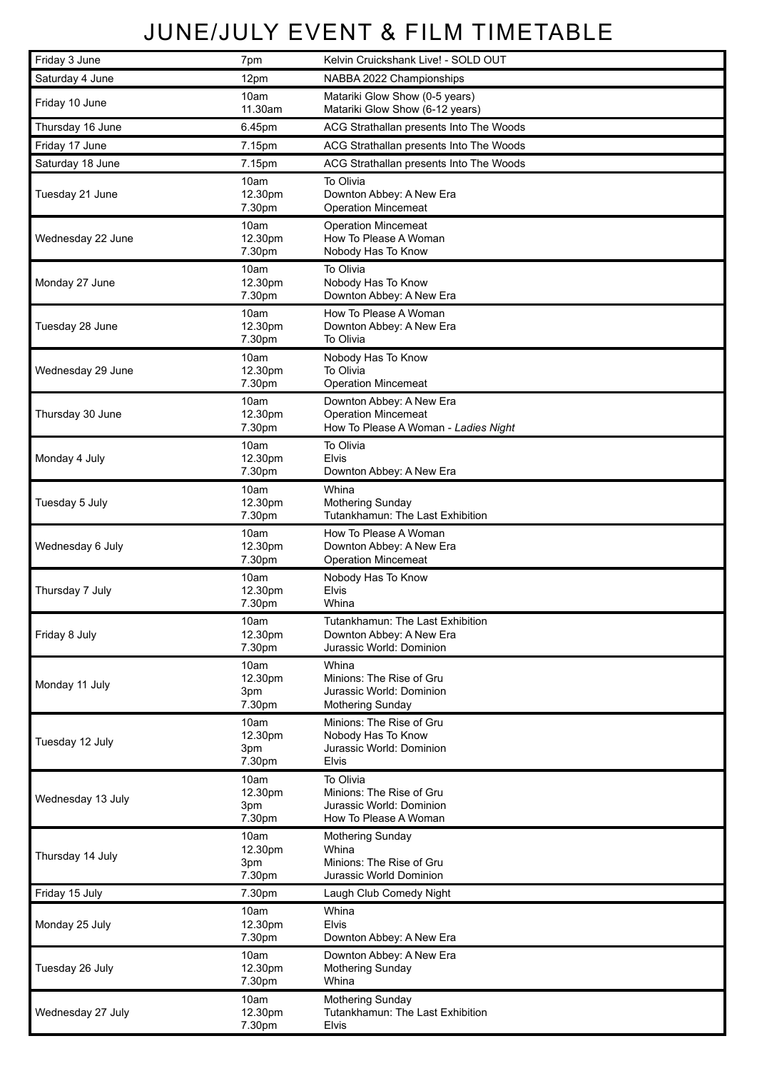# JUNE/JULY EVENT & FILM TIMETABLE

| | | |
|---|---|---|
| Friday 3 June | 7pm | Kelvin Cruickshank Live! - SOLD OUT |
| Saturday 4 June | 12pm | NABBA 2022 Championships |
| Friday 10 June | 10am<br>11.30am | Matariki Glow Show (0-5 years)<br>Matariki Glow Show (6-12 years) |
| Thursday 16 June | 6.45pm | ACG Strathallan presents Into The Woods |
| Friday 17 June | 7.15pm | ACG Strathallan presents Into The Woods |
| Saturday 18 June | 7.15pm | ACG Strathallan presents Into The Woods |
| Tuesday 21 June | 10am<br>12.30pm<br>7.30pm | To Olivia<br>Downton Abbey: A New Era<br>Operation Mincemeat |
| Wednesday 22 June | 10am<br>12.30pm<br>7.30pm | Operation Mincemeat<br>How To Please A Woman<br>Nobody Has To Know |
| Monday 27 June | 10am<br>12.30pm<br>7.30pm | To Olivia<br>Nobody Has To Know<br>Downton Abbey: A New Era |
| Tuesday 28 June | 10am<br>12.30pm<br>7.30pm | How To Please A Woman<br>Downton Abbey: A New Era<br>To Olivia |
| Wednesday 29 June | 10am<br>12.30pm<br>7.30pm | Nobody Has To Know<br>To Olivia<br>Operation Mincemeat |
| Thursday 30 June | 10am<br>12.30pm<br>7.30pm | Downton Abbey: A New Era<br>Operation Mincemeat<br>How To Please A Woman - *Ladies Night* |
| Monday 4 July | 10am<br>12.30pm<br>7.30pm | To Olivia<br>Elvis<br>Downton Abbey: A New Era |
| Tuesday 5 July | 10am<br>12.30pm<br>7.30pm | Whina<br>Mothering Sunday<br>Tutankhamun: The Last Exhibition |
| Wednesday 6 July | 10am<br>12.30pm<br>7.30pm | How To Please A Woman<br>Downton Abbey: A New Era<br>Operation Mincemeat |
| Thursday 7 July | 10am<br>12.30pm<br>7.30pm | Nobody Has To Know<br>Elvis<br>Whina |
| Friday 8 July | 10am<br>12.30pm<br>7.30pm | Tutankhamun: The Last Exhibition<br>Downton Abbey: A New Era<br>Jurassic World: Dominion |
| Monday 11 July | 10am<br>12.30pm<br>3pm<br>7.30pm | Whina<br>Minions: The Rise of Gru<br>Jurassic World: Dominion<br>Mothering Sunday |
| Tuesday 12 July | 10am<br>12.30pm<br>3pm<br>7.30pm | Minions: The Rise of Gru<br>Nobody Has To Know<br>Jurassic World: Dominion<br>Elvis |
| Wednesday 13 July | 10am<br>12.30pm<br>3pm<br>7.30pm | To Olivia<br>Minions: The Rise of Gru<br>Jurassic World: Dominion<br>How To Please A Woman |
| Thursday 14 July | 10am<br>12.30pm<br>3pm<br>7.30pm | Mothering Sunday<br>Whina<br>Minions: The Rise of Gru<br>Jurassic World Dominion |
| Friday 15 July | 7.30pm | Laugh Club Comedy Night |
| Monday 25 July | 10am<br>12.30pm<br>7.30pm | Whina<br>Elvis<br>Downton Abbey: A New Era |
| Tuesday 26 July | 10am<br>12.30pm<br>7.30pm | Downton Abbey: A New Era<br>Mothering Sunday<br>Whina |
| Wednesday 27 July | 10am<br>12.30pm<br>7.30pm | Mothering Sunday<br>Tutankhamun: The Last Exhibition<br>Elvis |